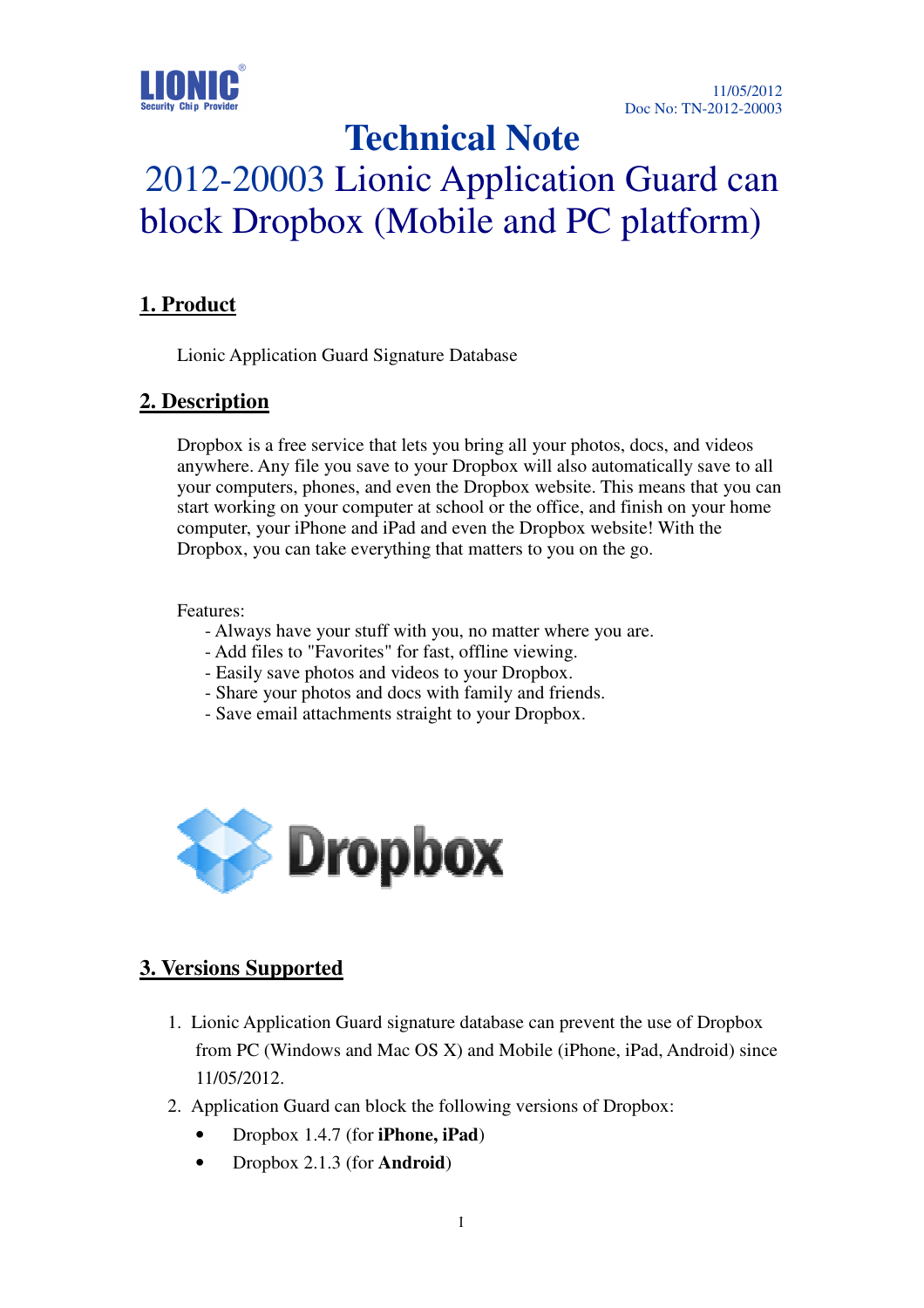11/05/2012
Doc No: TN-2012-20003

# Technical Note

# 2012-20003 Lionic Application Guard can block Dropbox (Mobile and PC platform)

## 1. Product

Lionic Application Guard Signature Database

## 2. Description

Dropbox is a free service that lets you bring all your photos, docs, and videos anywhere. Any file you save to your Dropbox will also automatically save to all your computers, phones, and even the Dropbox website. This means that you can start working on your computer at school or the office, and finish on your home computer, your iPhone and iPad and even the Dropbox website! With the Dropbox, you can take everything that matters to you on the go.

Features:

- Always have your stuff with you, no matter where you are.
- Add files to "Favorites" for fast, offline viewing.
- Easily save photos and videos to your Dropbox.
- Share your photos and docs with family and friends.
- Save email attachments straight to your Dropbox.

## 3. Versions Supported

1. Lionic Application Guard signature database can prevent the use of Dropbox from PC (Windows and Mac OS X) and Mobile (iPhone, iPad, Android) since 11/05/2012.
2. Application Guard can block the following versions of Dropbox:
   - Dropbox 1.4.7 (for **iPhone, iPad**)
   - Dropbox 2.1.3 (for **Android**)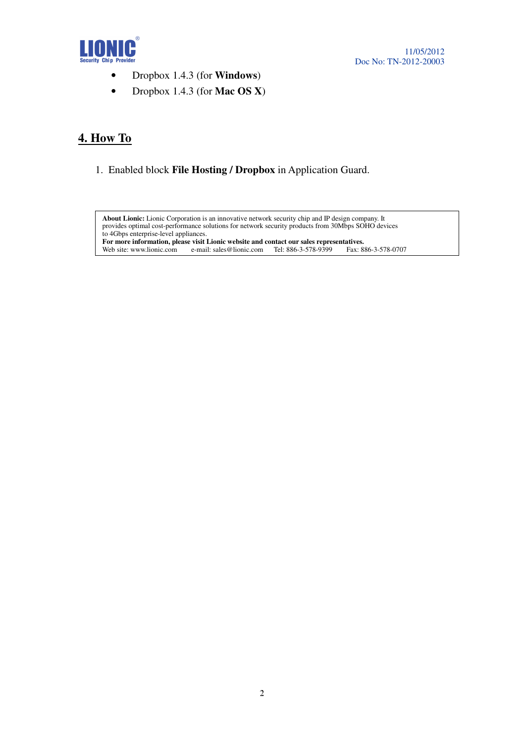- Dropbox 1.4.3 (for **Windows**)
- Dropbox 1.4.3 (for **Mac OS X**)

## 4. How To

1. Enabled block **File Hosting / Dropbox** in Application Guard.

**About Lionic:** Lionic Corporation is an innovative network security chip and IP design company. It provides optimal cost-performance solutions for network security products from 30Mbps SOHO devices to 4Gbps enterprise-level appliances.
**For more information, please visit Lionic website and contact our sales representatives.**
Web site: www.lionic.com e-mail: sales@lionic.com Tel: 886-3-578-9399 Fax: 886-3-578-0707